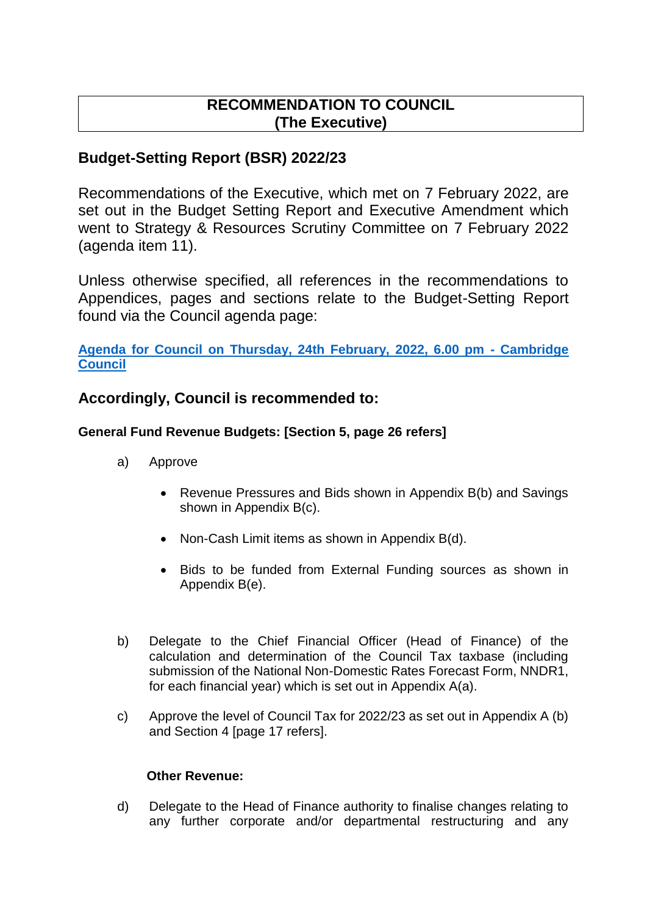**RECOMMENDATION TO COUNCIL**
**(The Executive)**

## Budget-Setting Report (BSR) 2022/23

Recommendations of the Executive, which met on 7 February 2022, are set out in the Budget Setting Report and Executive Amendment which went to Strategy & Resources Scrutiny Committee on 7 February 2022 (agenda item 11).

Unless otherwise specified, all references in the recommendations to Appendices, pages and sections relate to the Budget-Setting Report found via the Council agenda page:

[Agenda for Council on Thursday, 24th February, 2022, 6.00 pm - Cambridge Council]()

## Accordingly, Council is recommended to:

**General Fund Revenue Budgets: [Section 5, page 26 refers]**

a) Approve

- Revenue Pressures and Bids shown in Appendix B(b) and Savings shown in Appendix B(c).
- Non-Cash Limit items as shown in Appendix B(d).
- Bids to be funded from External Funding sources as shown in Appendix B(e).

b) Delegate to the Chief Financial Officer (Head of Finance) of the calculation and determination of the Council Tax taxbase (including submission of the National Non-Domestic Rates Forecast Form, NNDR1, for each financial year) which is set out in Appendix A(a).

c) Approve the level of Council Tax for 2022/23 as set out in Appendix A (b) and Section 4 [page 17 refers].

**Other Revenue:**

d) Delegate to the Head of Finance authority to finalise changes relating to any further corporate and/or departmental restructuring and any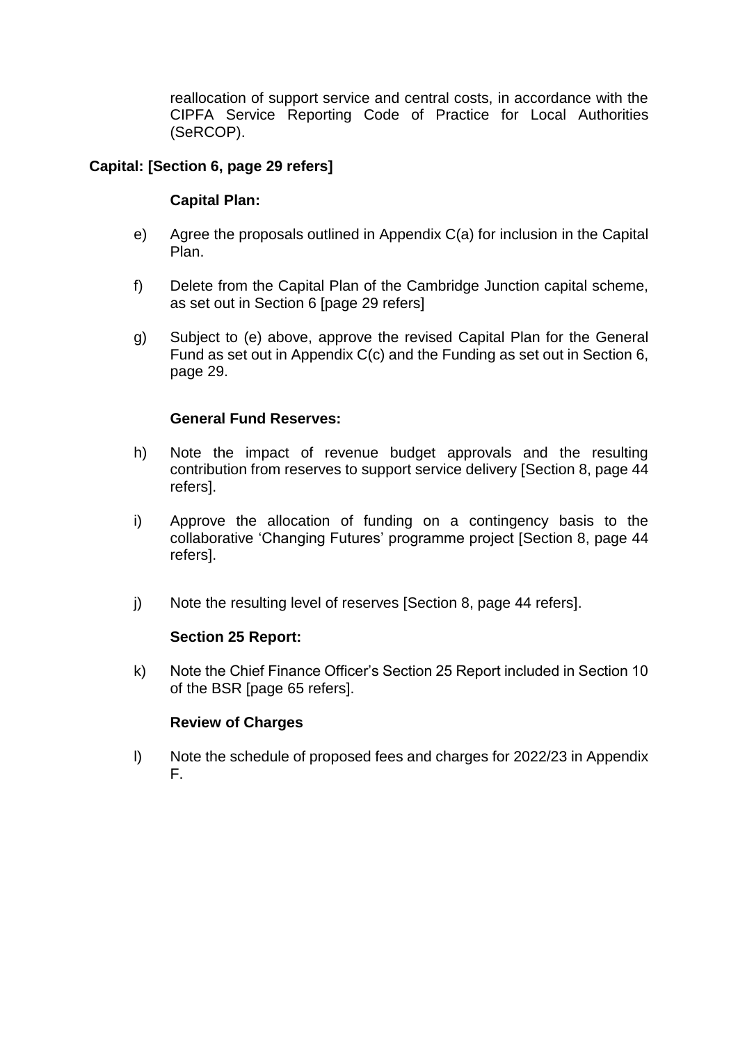reallocation of support service and central costs, in accordance with the CIPFA Service Reporting Code of Practice for Local Authorities (SeRCOP).

**Capital: [Section 6, page 29 refers]**

**Capital Plan:**

e) Agree the proposals outlined in Appendix C(a) for inclusion in the Capital Plan.

f) Delete from the Capital Plan of the Cambridge Junction capital scheme, as set out in Section 6 [page 29 refers]

g) Subject to (e) above, approve the revised Capital Plan for the General Fund as set out in Appendix C(c) and the Funding as set out in Section 6, page 29.

**General Fund Reserves:**

h) Note the impact of revenue budget approvals and the resulting contribution from reserves to support service delivery [Section 8, page 44 refers].

i) Approve the allocation of funding on a contingency basis to the collaborative 'Changing Futures' programme project [Section 8, page 44 refers].

j) Note the resulting level of reserves [Section 8, page 44 refers].

**Section 25 Report:**

k) Note the Chief Finance Officer's Section 25 Report included in Section 10 of the BSR [page 65 refers].

**Review of Charges**

l) Note the schedule of proposed fees and charges for 2022/23 in Appendix F.